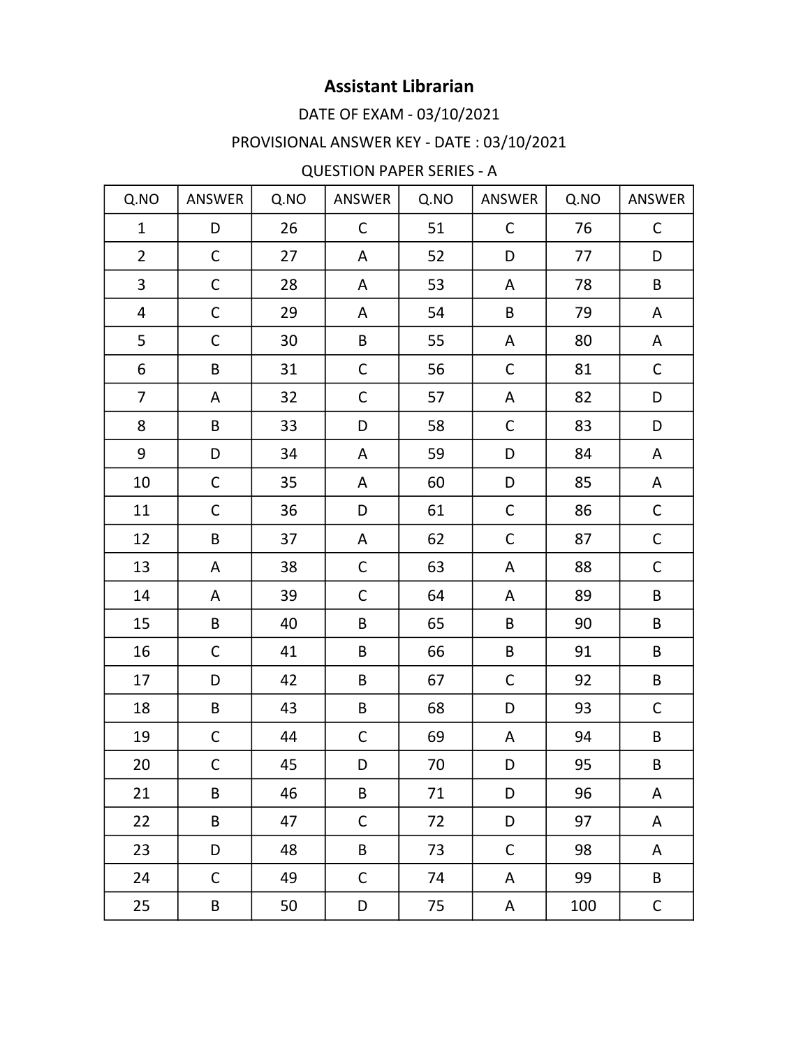# Assistant Librarian

DATE OF EXAM - 03/10/2021

PROVISIONAL ANSWER KEY - DATE : 03/10/2021

QUESTION PAPER SERIES - A

| Q.NO | ANSWER | Q.NO | ANSWER | Q.NO | ANSWER | Q.NO | ANSWER |
|---|---|---|---|---|---|---|---|
| 1 | D | 26 | C | 51 | C | 76 | C |
| 2 | C | 27 | A | 52 | D | 77 | D |
| 3 | C | 28 | A | 53 | A | 78 | B |
| 4 | C | 29 | A | 54 | B | 79 | A |
| 5 | C | 30 | B | 55 | A | 80 | A |
| 6 | B | 31 | C | 56 | C | 81 | C |
| 7 | A | 32 | C | 57 | A | 82 | D |
| 8 | B | 33 | D | 58 | C | 83 | D |
| 9 | D | 34 | A | 59 | D | 84 | A |
| 10 | C | 35 | A | 60 | D | 85 | A |
| 11 | C | 36 | D | 61 | C | 86 | C |
| 12 | B | 37 | A | 62 | C | 87 | C |
| 13 | A | 38 | C | 63 | A | 88 | C |
| 14 | A | 39 | C | 64 | A | 89 | B |
| 15 | B | 40 | B | 65 | B | 90 | B |
| 16 | C | 41 | B | 66 | B | 91 | B |
| 17 | D | 42 | B | 67 | C | 92 | B |
| 18 | B | 43 | B | 68 | D | 93 | C |
| 19 | C | 44 | C | 69 | A | 94 | B |
| 20 | C | 45 | D | 70 | D | 95 | B |
| 21 | B | 46 | B | 71 | D | 96 | A |
| 22 | B | 47 | C | 72 | D | 97 | A |
| 23 | D | 48 | B | 73 | C | 98 | A |
| 24 | C | 49 | C | 74 | A | 99 | B |
| 25 | B | 50 | D | 75 | A | 100 | C |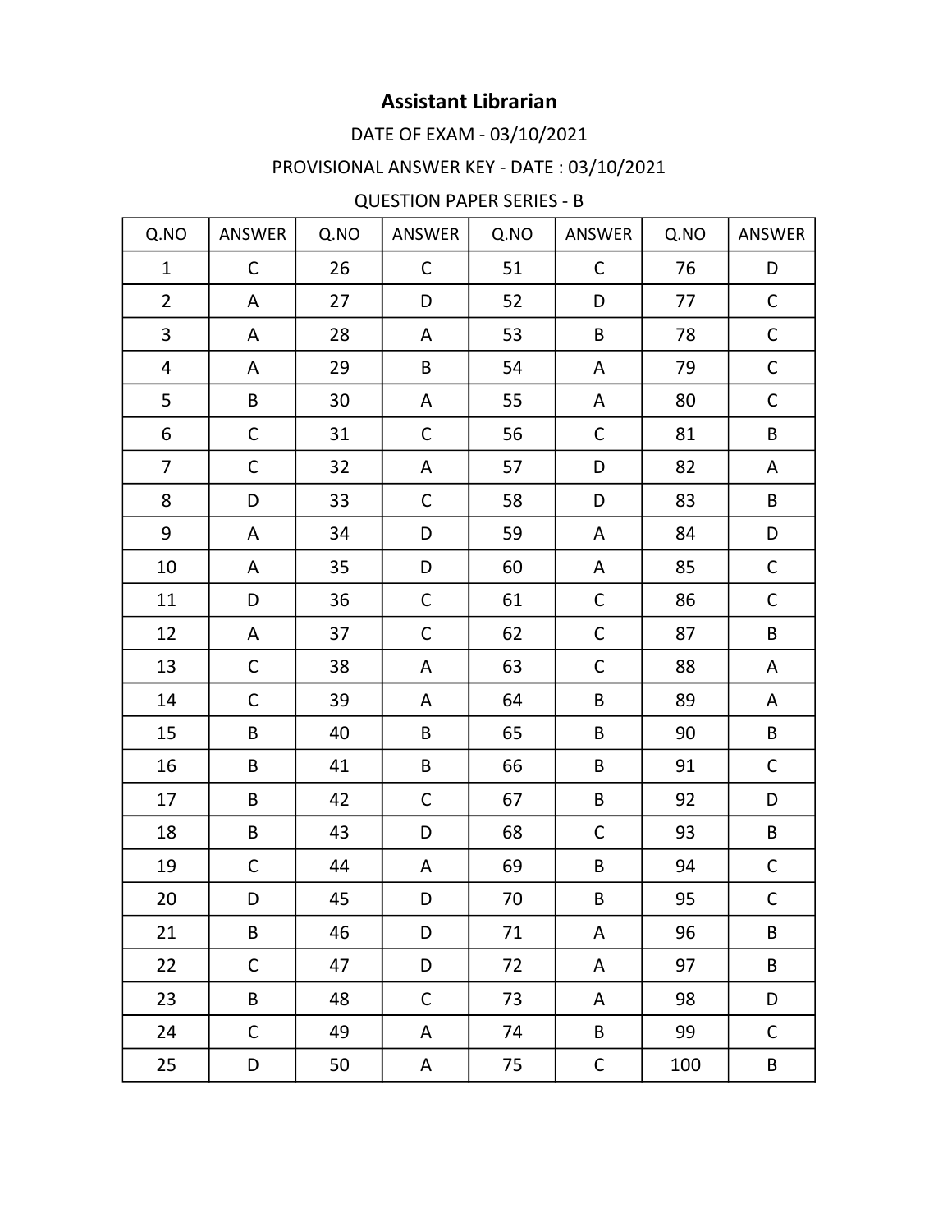# Assistant Librarian

DATE OF EXAM - 03/10/2021

PROVISIONAL ANSWER KEY - DATE : 03/10/2021

QUESTION PAPER SERIES - B

| Q.NO | ANSWER | Q.NO | ANSWER | Q.NO | ANSWER | Q.NO | ANSWER |
|---|---|---|---|---|---|---|---|
| 1 | C | 26 | C | 51 | C | 76 | D |
| 2 | A | 27 | D | 52 | D | 77 | C |
| 3 | A | 28 | A | 53 | B | 78 | C |
| 4 | A | 29 | B | 54 | A | 79 | C |
| 5 | B | 30 | A | 55 | A | 80 | C |
| 6 | C | 31 | C | 56 | C | 81 | B |
| 7 | C | 32 | A | 57 | D | 82 | A |
| 8 | D | 33 | C | 58 | D | 83 | B |
| 9 | A | 34 | D | 59 | A | 84 | D |
| 10 | A | 35 | D | 60 | A | 85 | C |
| 11 | D | 36 | C | 61 | C | 86 | C |
| 12 | A | 37 | C | 62 | C | 87 | B |
| 13 | C | 38 | A | 63 | C | 88 | A |
| 14 | C | 39 | A | 64 | B | 89 | A |
| 15 | B | 40 | B | 65 | B | 90 | B |
| 16 | B | 41 | B | 66 | B | 91 | C |
| 17 | B | 42 | C | 67 | B | 92 | D |
| 18 | B | 43 | D | 68 | C | 93 | B |
| 19 | C | 44 | A | 69 | B | 94 | C |
| 20 | D | 45 | D | 70 | B | 95 | C |
| 21 | B | 46 | D | 71 | A | 96 | B |
| 22 | C | 47 | D | 72 | A | 97 | B |
| 23 | B | 48 | C | 73 | A | 98 | D |
| 24 | C | 49 | A | 74 | B | 99 | C |
| 25 | D | 50 | A | 75 | C | 100 | B |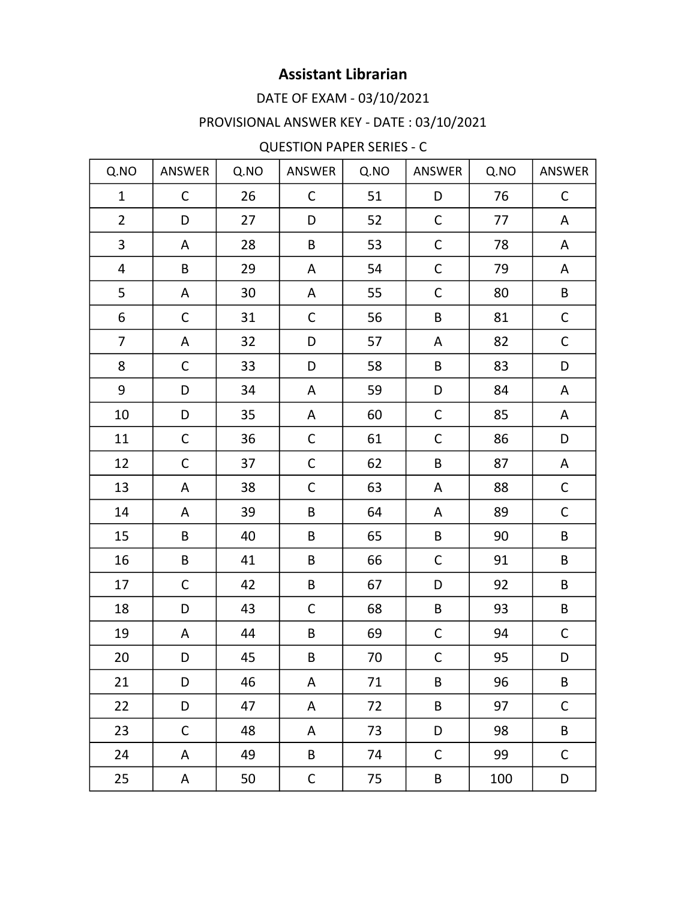# Assistant Librarian

DATE OF EXAM - 03/10/2021

PROVISIONAL ANSWER KEY - DATE : 03/10/2021

QUESTION PAPER SERIES - C

| Q.NO | ANSWER | Q.NO | ANSWER | Q.NO | ANSWER | Q.NO | ANSWER |
|---|---|---|---|---|---|---|---|
| 1 | C | 26 | C | 51 | D | 76 | C |
| 2 | D | 27 | D | 52 | C | 77 | A |
| 3 | A | 28 | B | 53 | C | 78 | A |
| 4 | B | 29 | A | 54 | C | 79 | A |
| 5 | A | 30 | A | 55 | C | 80 | B |
| 6 | C | 31 | C | 56 | B | 81 | C |
| 7 | A | 32 | D | 57 | A | 82 | C |
| 8 | C | 33 | D | 58 | B | 83 | D |
| 9 | D | 34 | A | 59 | D | 84 | A |
| 10 | D | 35 | A | 60 | C | 85 | A |
| 11 | C | 36 | C | 61 | C | 86 | D |
| 12 | C | 37 | C | 62 | B | 87 | A |
| 13 | A | 38 | C | 63 | A | 88 | C |
| 14 | A | 39 | B | 64 | A | 89 | C |
| 15 | B | 40 | B | 65 | B | 90 | B |
| 16 | B | 41 | B | 66 | C | 91 | B |
| 17 | C | 42 | B | 67 | D | 92 | B |
| 18 | D | 43 | C | 68 | B | 93 | B |
| 19 | A | 44 | B | 69 | C | 94 | C |
| 20 | D | 45 | B | 70 | C | 95 | D |
| 21 | D | 46 | A | 71 | B | 96 | B |
| 22 | D | 47 | A | 72 | B | 97 | C |
| 23 | C | 48 | A | 73 | D | 98 | B |
| 24 | A | 49 | B | 74 | C | 99 | C |
| 25 | A | 50 | C | 75 | B | 100 | D |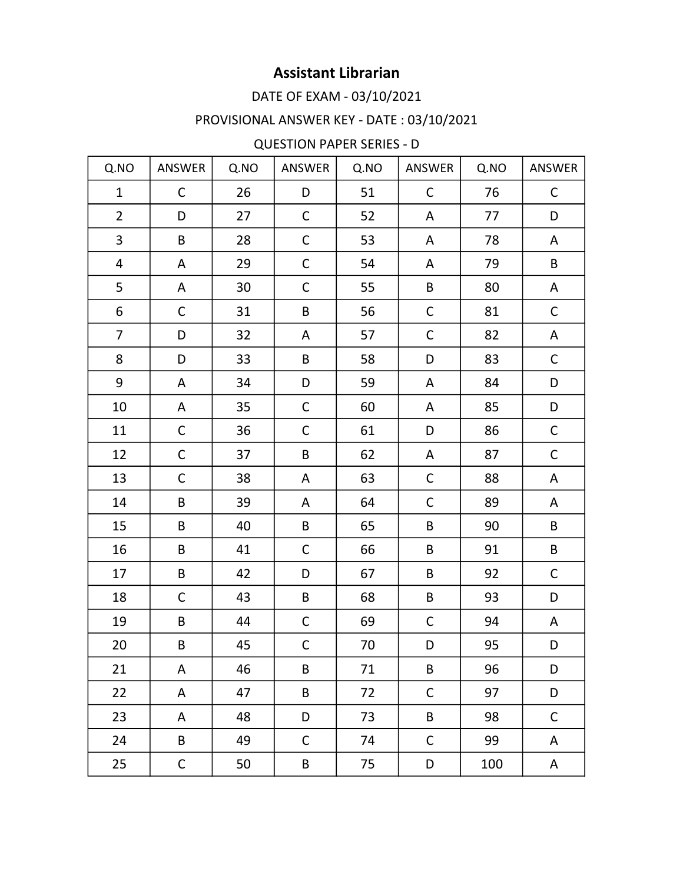# Assistant Librarian

DATE OF EXAM - 03/10/2021

PROVISIONAL ANSWER KEY - DATE : 03/10/2021

QUESTION PAPER SERIES - D

| Q.NO | ANSWER | Q.NO | ANSWER | Q.NO | ANSWER | Q.NO | ANSWER |
|---|---|---|---|---|---|---|---|
| 1 | C | 26 | D | 51 | C | 76 | C |
| 2 | D | 27 | C | 52 | A | 77 | D |
| 3 | B | 28 | C | 53 | A | 78 | A |
| 4 | A | 29 | C | 54 | A | 79 | B |
| 5 | A | 30 | C | 55 | B | 80 | A |
| 6 | C | 31 | B | 56 | C | 81 | C |
| 7 | D | 32 | A | 57 | C | 82 | A |
| 8 | D | 33 | B | 58 | D | 83 | C |
| 9 | A | 34 | D | 59 | A | 84 | D |
| 10 | A | 35 | C | 60 | A | 85 | D |
| 11 | C | 36 | C | 61 | D | 86 | C |
| 12 | C | 37 | B | 62 | A | 87 | C |
| 13 | C | 38 | A | 63 | C | 88 | A |
| 14 | B | 39 | A | 64 | C | 89 | A |
| 15 | B | 40 | B | 65 | B | 90 | B |
| 16 | B | 41 | C | 66 | B | 91 | B |
| 17 | B | 42 | D | 67 | B | 92 | C |
| 18 | C | 43 | B | 68 | B | 93 | D |
| 19 | B | 44 | C | 69 | C | 94 | A |
| 20 | B | 45 | C | 70 | D | 95 | D |
| 21 | A | 46 | B | 71 | B | 96 | D |
| 22 | A | 47 | B | 72 | C | 97 | D |
| 23 | A | 48 | D | 73 | B | 98 | C |
| 24 | B | 49 | C | 74 | C | 99 | A |
| 25 | C | 50 | B | 75 | D | 100 | A |